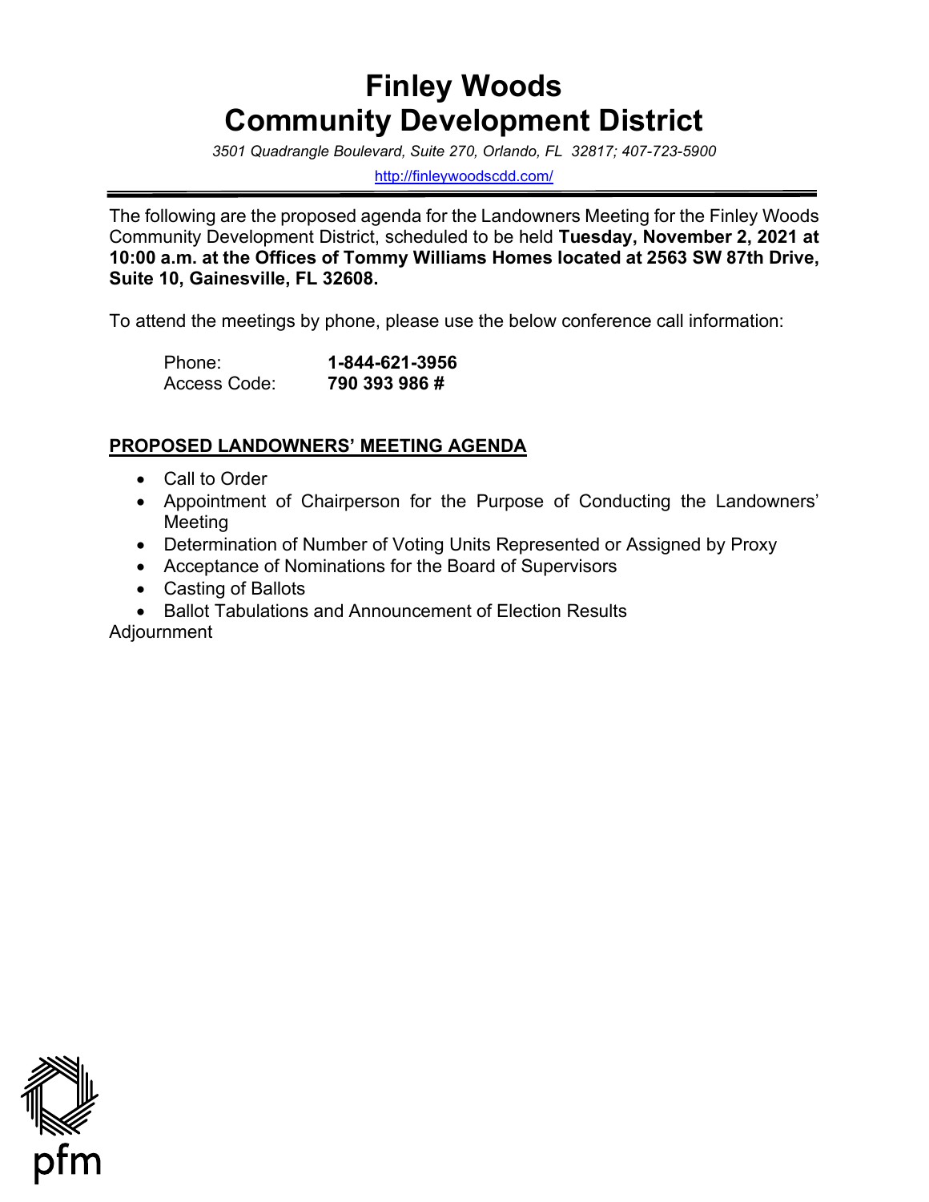# Finley Woods Community Development District

*3501 Quadrangle Boulevard, Suite 270, Orlando, FL 32817; 407-723-5900*

http://finleywoodscdd.com/

---

The following are the proposed agenda for the Landowners Meeting for the Finley Woods Community Development District, scheduled to be held **Tuesday, November 2, 2021 at 10:00 a.m. at the Offices of Tommy Williams Homes located at 2563 SW 87th Drive, Suite 10, Gainesville, FL 32608.**

To attend the meetings by phone, please use the below conference call information:

Phone: **1-844-621-3956**
Access Code: **790 393 986 #**

**PROPOSED LANDOWNERS' MEETING AGENDA**

- Call to Order
- Appointment of Chairperson for the Purpose of Conducting the Landowners' Meeting
- Determination of Number of Voting Units Represented or Assigned by Proxy
- Acceptance of Nominations for the Board of Supervisors
- Casting of Ballots
- Ballot Tabulations and Announcement of Election Results

Adjournment

pfm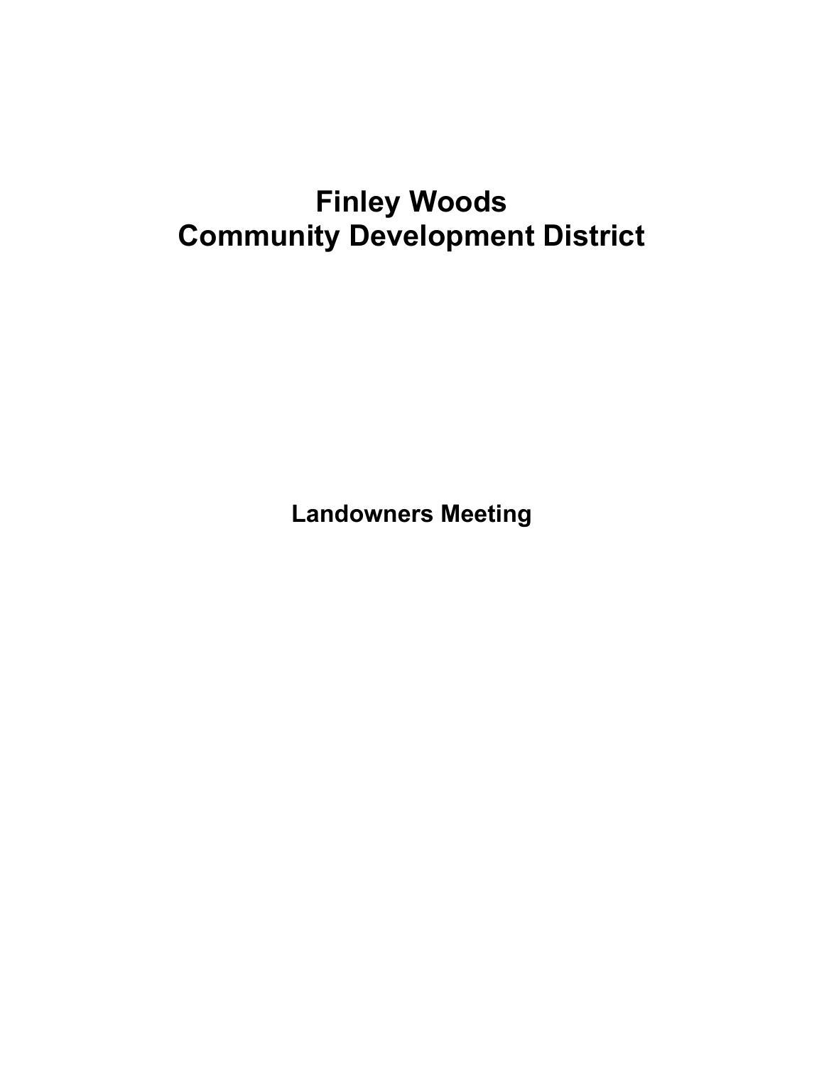# Finley Woods
# Community Development District

## Landowners Meeting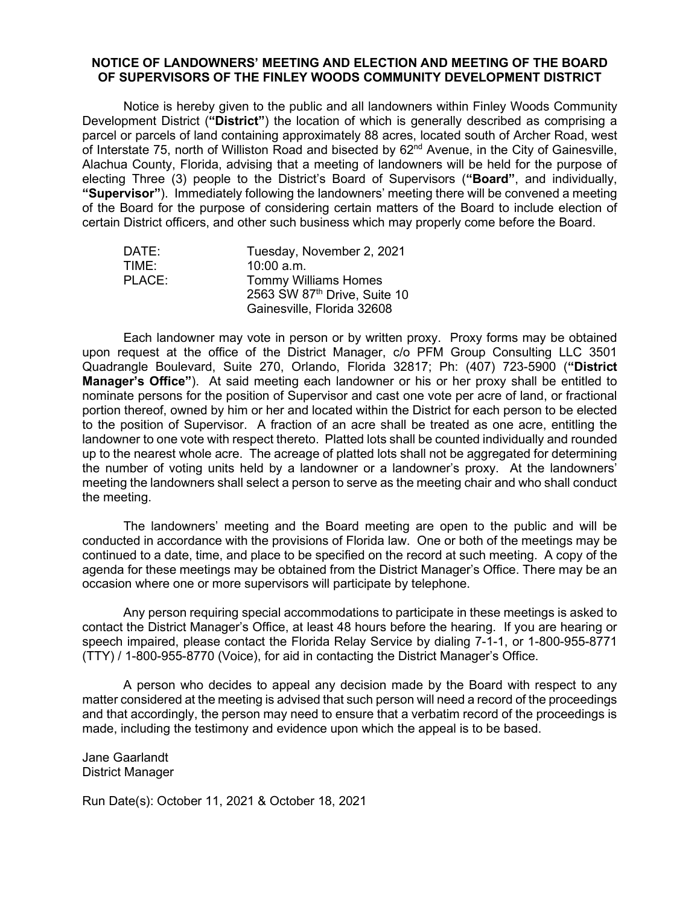**NOTICE OF LANDOWNERS' MEETING AND ELECTION AND MEETING OF THE BOARD OF SUPERVISORS OF THE FINLEY WOODS COMMUNITY DEVELOPMENT DISTRICT**

Notice is hereby given to the public and all landowners within Finley Woods Community Development District (**"District"**) the location of which is generally described as comprising a parcel or parcels of land containing approximately 88 acres, located south of Archer Road, west of Interstate 75, north of Williston Road and bisected by 62nd Avenue, in the City of Gainesville, Alachua County, Florida, advising that a meeting of landowners will be held for the purpose of electing Three (3) people to the District's Board of Supervisors (**"Board"**, and individually, **"Supervisor"**). Immediately following the landowners' meeting there will be convened a meeting of the Board for the purpose of considering certain matters of the Board to include election of certain District officers, and other such business which may properly come before the Board.

| | |
|---|---|
| DATE: | Tuesday, November 2, 2021 |
| TIME: | 10:00 a.m. |
| PLACE: | Tommy Williams Homes<br>2563 SW 87th Drive, Suite 10<br>Gainesville, Florida 32608 |

Each landowner may vote in person or by written proxy. Proxy forms may be obtained upon request at the office of the District Manager, c/o PFM Group Consulting LLC 3501 Quadrangle Boulevard, Suite 270, Orlando, Florida 32817; Ph: (407) 723-5900 (**"District Manager's Office"**). At said meeting each landowner or his or her proxy shall be entitled to nominate persons for the position of Supervisor and cast one vote per acre of land, or fractional portion thereof, owned by him or her and located within the District for each person to be elected to the position of Supervisor. A fraction of an acre shall be treated as one acre, entitling the landowner to one vote with respect thereto. Platted lots shall be counted individually and rounded up to the nearest whole acre. The acreage of platted lots shall not be aggregated for determining the number of voting units held by a landowner or a landowner's proxy. At the landowners' meeting the landowners shall select a person to serve as the meeting chair and who shall conduct the meeting.

The landowners' meeting and the Board meeting are open to the public and will be conducted in accordance with the provisions of Florida law. One or both of the meetings may be continued to a date, time, and place to be specified on the record at such meeting. A copy of the agenda for these meetings may be obtained from the District Manager's Office. There may be an occasion where one or more supervisors will participate by telephone.

Any person requiring special accommodations to participate in these meetings is asked to contact the District Manager's Office, at least 48 hours before the hearing. If you are hearing or speech impaired, please contact the Florida Relay Service by dialing 7-1-1, or 1-800-955-8771 (TTY) / 1-800-955-8770 (Voice), for aid in contacting the District Manager's Office.

A person who decides to appeal any decision made by the Board with respect to any matter considered at the meeting is advised that such person will need a record of the proceedings and that accordingly, the person may need to ensure that a verbatim record of the proceedings is made, including the testimony and evidence upon which the appeal is to be based.

Jane Gaarlandt
District Manager

Run Date(s): October 11, 2021 & October 18, 2021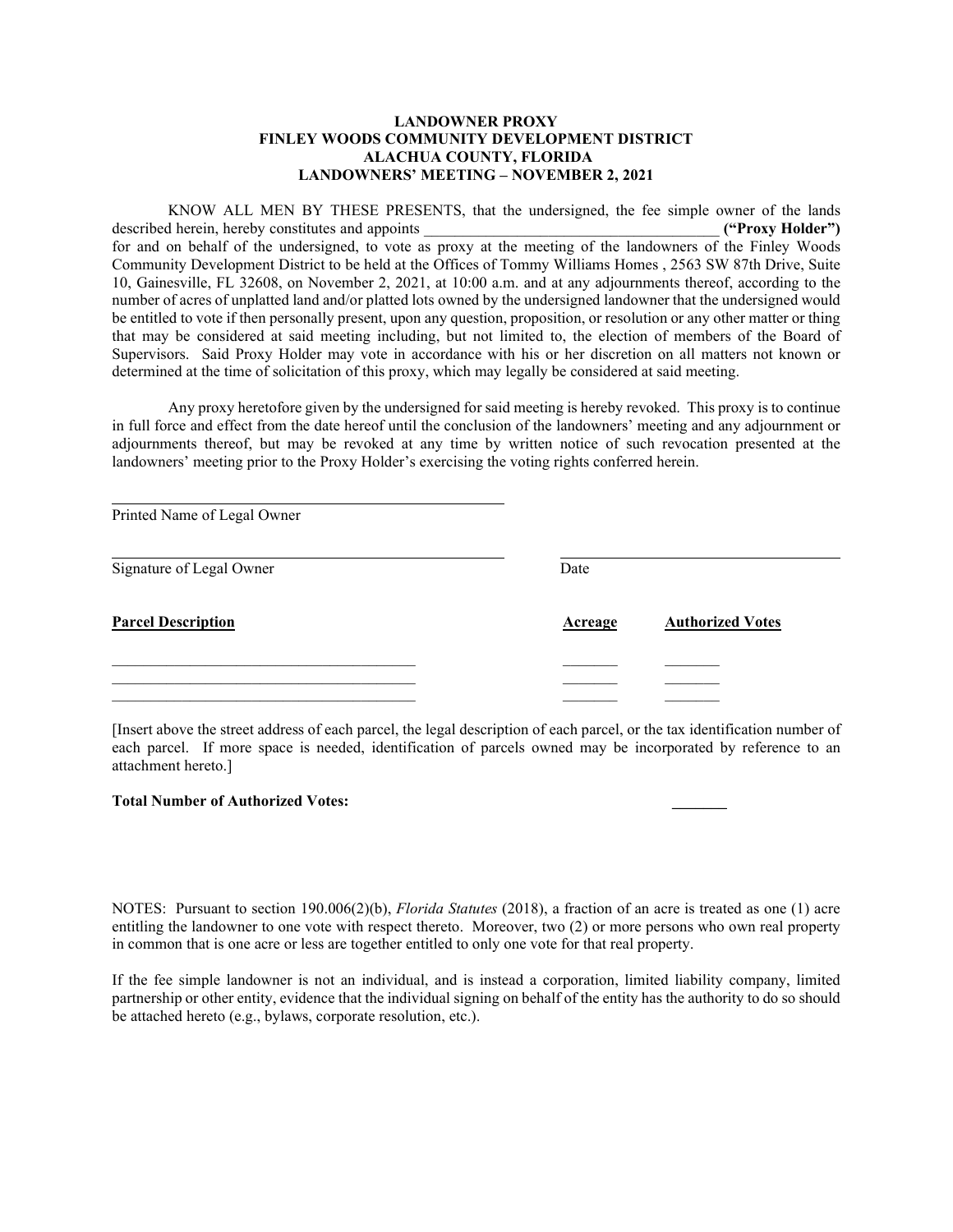**LANDOWNER PROXY**
**FINLEY WOODS COMMUNITY DEVELOPMENT DISTRICT**
**ALACHUA COUNTY, FLORIDA**
**LANDOWNERS' MEETING – NOVEMBER 2, 2021**

KNOW ALL MEN BY THESE PRESENTS, that the undersigned, the fee simple owner of the lands described herein, hereby constitutes and appoints ______________________________________ **("Proxy Holder")** for and on behalf of the undersigned, to vote as proxy at the meeting of the landowners of the Finley Woods Community Development District to be held at the Offices of Tommy Williams Homes , 2563 SW 87th Drive, Suite 10, Gainesville, FL 32608, on November 2, 2021, at 10:00 a.m. and at any adjournments thereof, according to the number of acres of unplatted land and/or platted lots owned by the undersigned landowner that the undersigned would be entitled to vote if then personally present, upon any question, proposition, or resolution or any other matter or thing that may be considered at said meeting including, but not limited to, the election of members of the Board of Supervisors. Said Proxy Holder may vote in accordance with his or her discretion on all matters not known or determined at the time of solicitation of this proxy, which may legally be considered at said meeting.

Any proxy heretofore given by the undersigned for said meeting is hereby revoked. This proxy is to continue in full force and effect from the date hereof until the conclusion of the landowners' meeting and any adjournment or adjournments thereof, but may be revoked at any time by written notice of such revocation presented at the landowners' meeting prior to the Proxy Holder's exercising the voting rights conferred herein.

______________________________________________
Printed Name of Legal Owner

______________________________________________ ______________________________
Signature of Legal Owner Date

| **Parcel Description** | **Acreage** | **Authorized Votes** |
|---|---|---|
| ______________________________________ | _______ | _______ |
| ______________________________________ | _______ | _______ |
| ______________________________________ | _______ | _______ |

[Insert above the street address of each parcel, the legal description of each parcel, or the tax identification number of each parcel. If more space is needed, identification of parcels owned may be incorporated by reference to an attachment hereto.]

**Total Number of Authorized Votes:** _______

NOTES: Pursuant to section 190.006(2)(b), *Florida Statutes* (2018), a fraction of an acre is treated as one (1) acre entitling the landowner to one vote with respect thereto. Moreover, two (2) or more persons who own real property in common that is one acre or less are together entitled to only one vote for that real property.

If the fee simple landowner is not an individual, and is instead a corporation, limited liability company, limited partnership or other entity, evidence that the individual signing on behalf of the entity has the authority to do so should be attached hereto (e.g., bylaws, corporate resolution, etc.).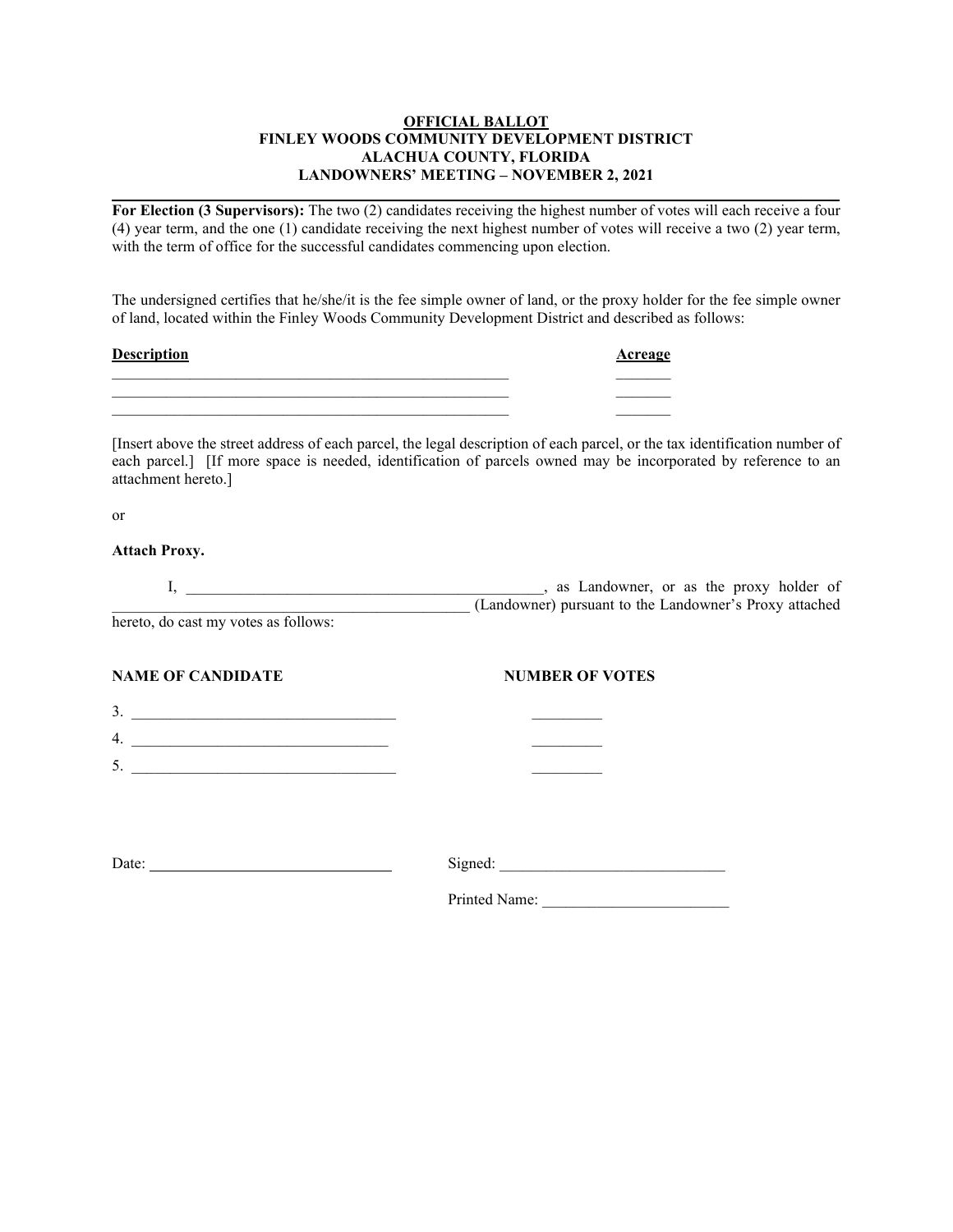**OFFICIAL BALLOT**
**FINLEY WOODS COMMUNITY DEVELOPMENT DISTRICT**
**ALACHUA COUNTY, FLORIDA**
**LANDOWNERS' MEETING – NOVEMBER 2, 2021**

---

**For Election (3 Supervisors):** The two (2) candidates receiving the highest number of votes will each receive a four (4) year term, and the one (1) candidate receiving the next highest number of votes will receive a two (2) year term, with the term of office for the successful candidates commencing upon election.

The undersigned certifies that he/she/it is the fee simple owner of land, or the proxy holder for the fee simple owner of land, located within the Finley Woods Community Development District and described as follows:

| Description | Acreage |
|---|---|
| _____________________________________________________ | _______ |
| _____________________________________________________ | _______ |
| _____________________________________________________ | _______ |

[Insert above the street address of each parcel, the legal description of each parcel, or the tax identification number of each parcel.] [If more space is needed, identification of parcels owned may be incorporated by reference to an attachment hereto.]

or

**Attach Proxy.**

I, ______________________________________________, as Landowner, or as the proxy holder of ______________________________________________ (Landowner) pursuant to the Landowner's Proxy attached hereto, do cast my votes as follows:

| NAME OF CANDIDATE | NUMBER OF VOTES |
|---|---|
| 3. _________________________________ | _________ |
| 4. _________________________________ | _________ |
| 5. _________________________________ | _________ |

Date: ________________________________

Signed: _____________________________

Printed Name: ________________________